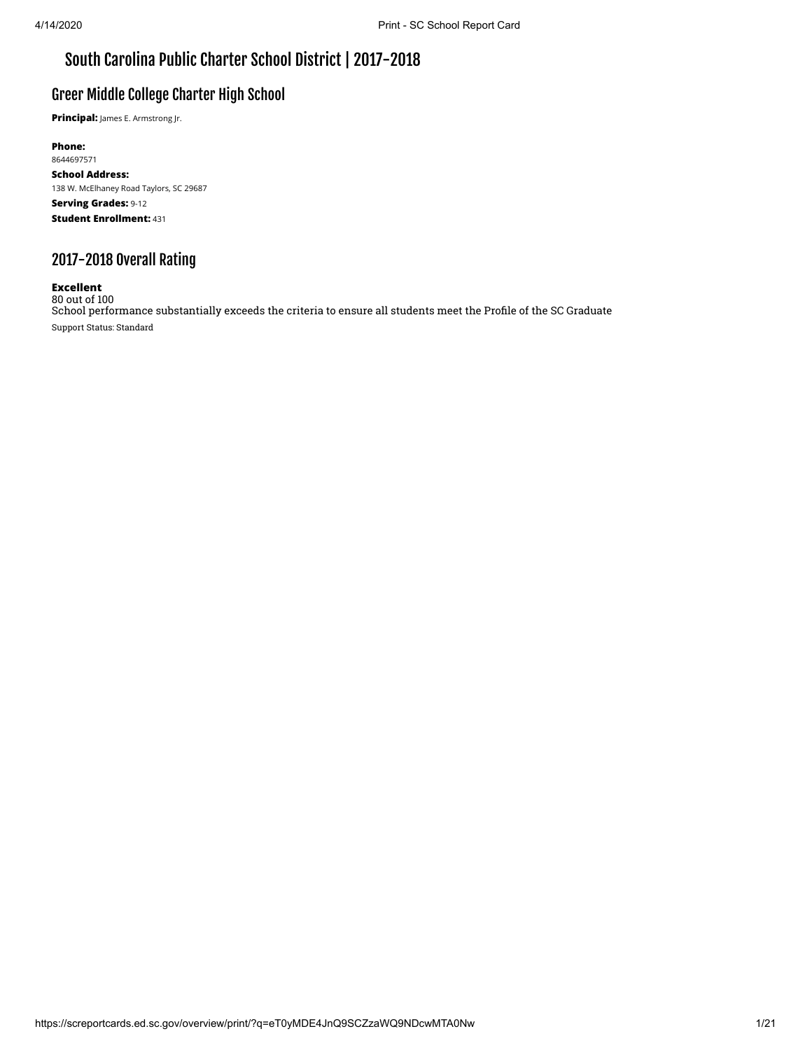# South Carolina Public Charter School District | 2017-2018

## Greer Middle College Charter High School

**Principal:** James E. Armstrong Jr.

**Phone:**
8644697571

**School Address:**
138 W. McElhaney Road Taylors, SC 29687

**Serving Grades:** 9-12

**Student Enrollment:** 431

## 2017-2018 Overall Rating

**Excellent**
80 out of 100
School performance substantially exceeds the criteria to ensure all students meet the Profile of the SC Graduate

Support Status: Standard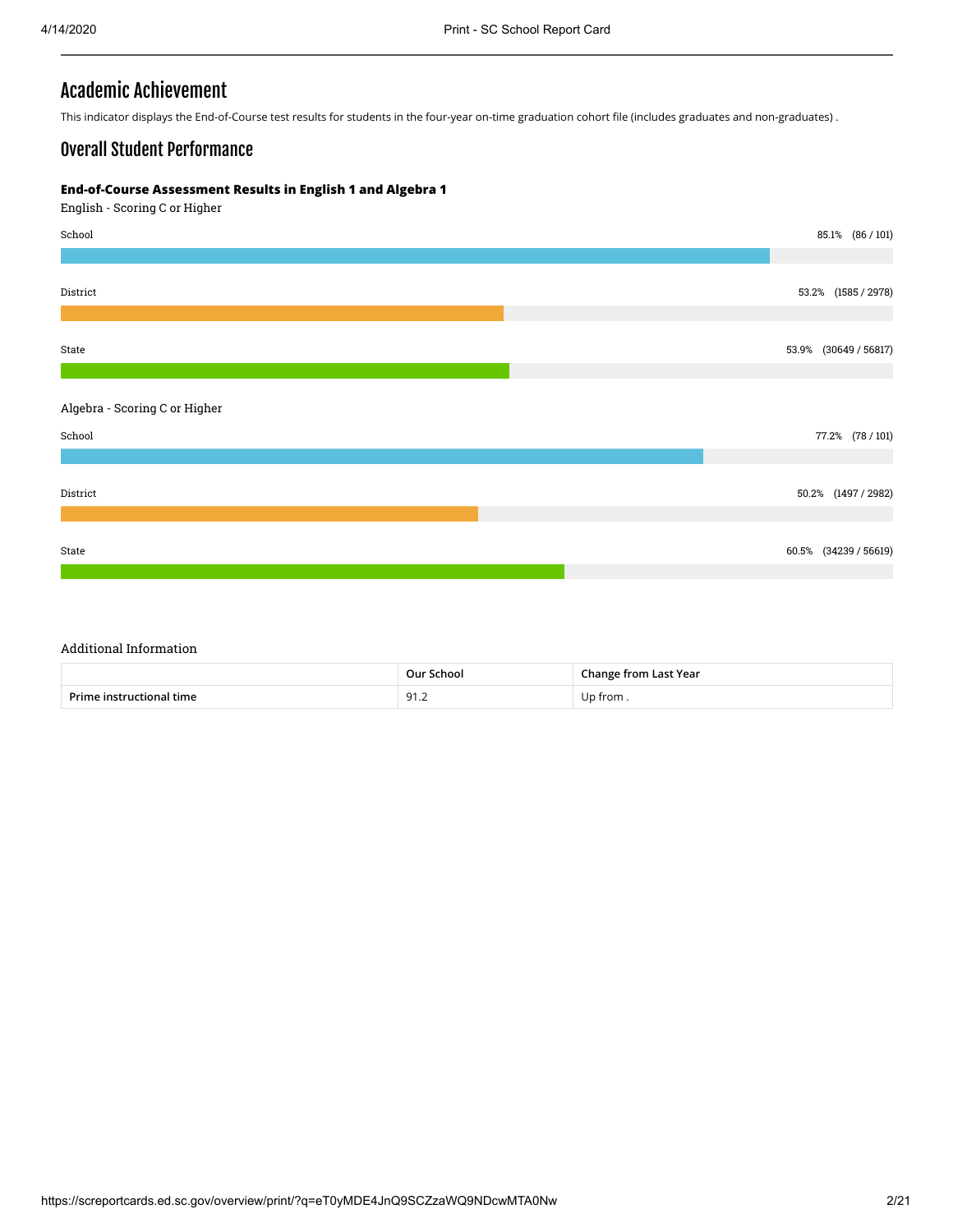# Academic Achievement

This indicator displays the End-of-Course test results for students in the four-year on-time graduation cohort file (includes graduates and non-graduates) .

## Overall Student Performance

**End-of-Course Assessment Results in English 1 and Algebra 1**

English - Scoring C or Higher

School 85.1% (86 / 101)

District 53.2% (1585 / 2978)

State 53.9% (30649 / 56817)

Algebra - Scoring C or Higher

School 77.2% (78 / 101)

District 50.2% (1497 / 2982)

State 60.5% (34239 / 56619)

Additional Information

| | Our School | Change from Last Year |
|---|---|---|
| Prime instructional time | 91.2 | Up from . |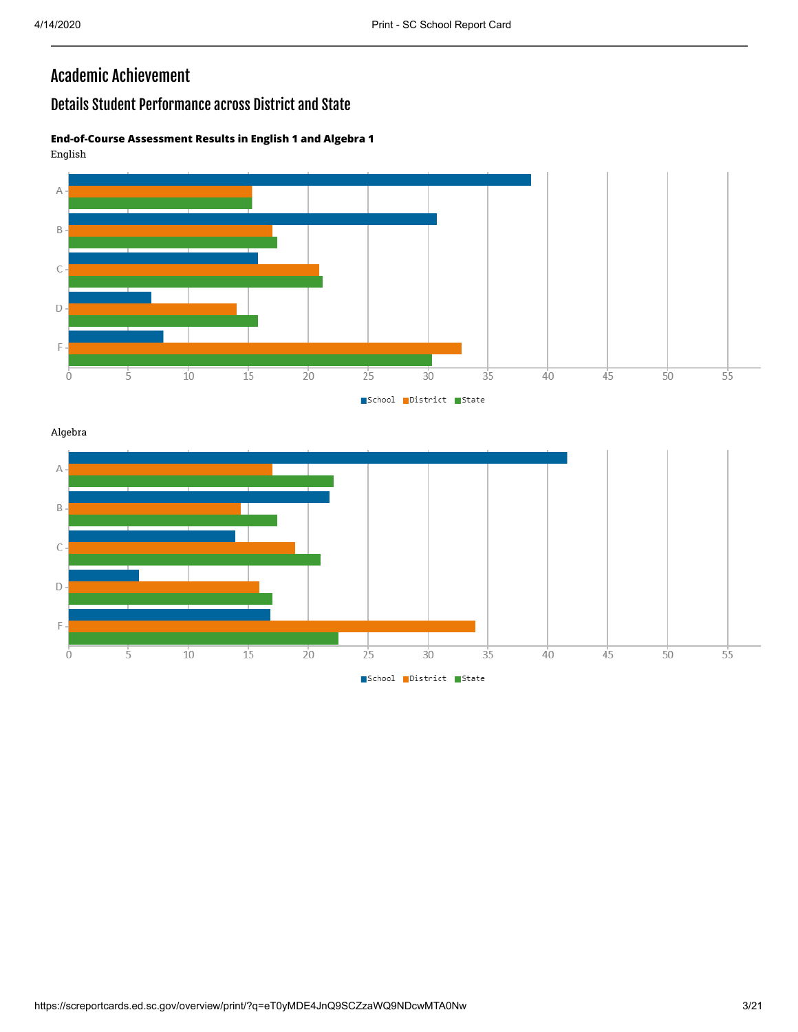# Academic Achievement

## Details Student Performance across District and State

**End-of-Course Assessment Results in English 1 and Algebra 1**

English

| | School | District | State |
|---|---|---|---|
| A | | | |
| B | | | |
| C | | | |
| D | | | |
| F | | | |

Algebra

| | School | District | State |
|---|---|---|---|
| A | | | |
| B | | | |
| C | | | |
| D | | | |
| F | | | |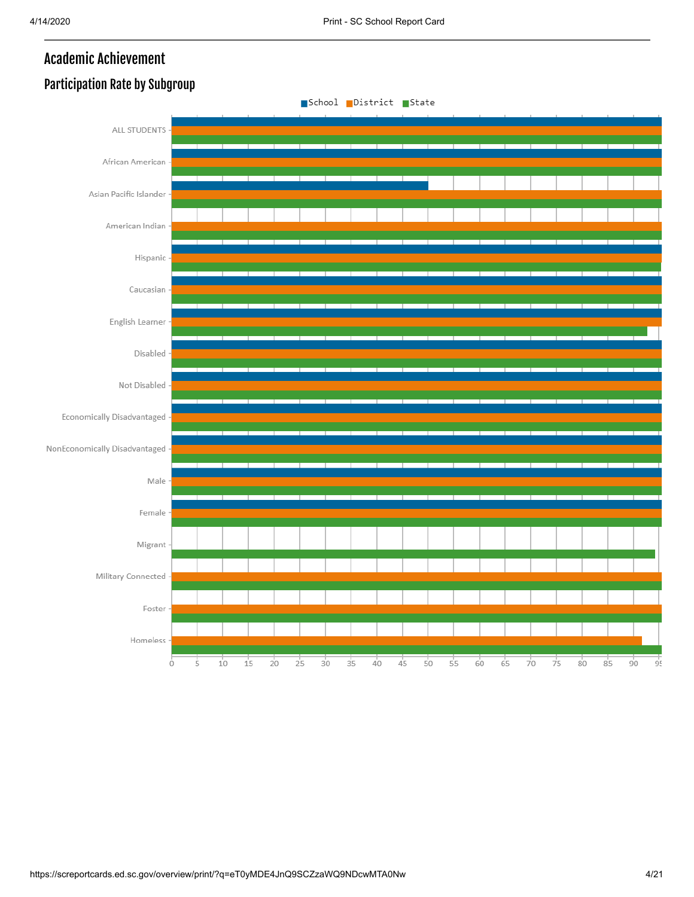## Academic Achievement

### Participation Rate by Subgroup

School | District | State

ALL STUDENTS

African American

Asian Pacific Islander

American Indian

Hispanic

Caucasian

English Learner

Disabled

Not Disabled

Economically Disadvantaged

NonEconomically Disadvantaged

Male

Female

Migrant

Military Connected

Foster

Homeless

0 5 10 15 20 25 30 35 40 45 50 55 60 65 70 75 80 85 90 95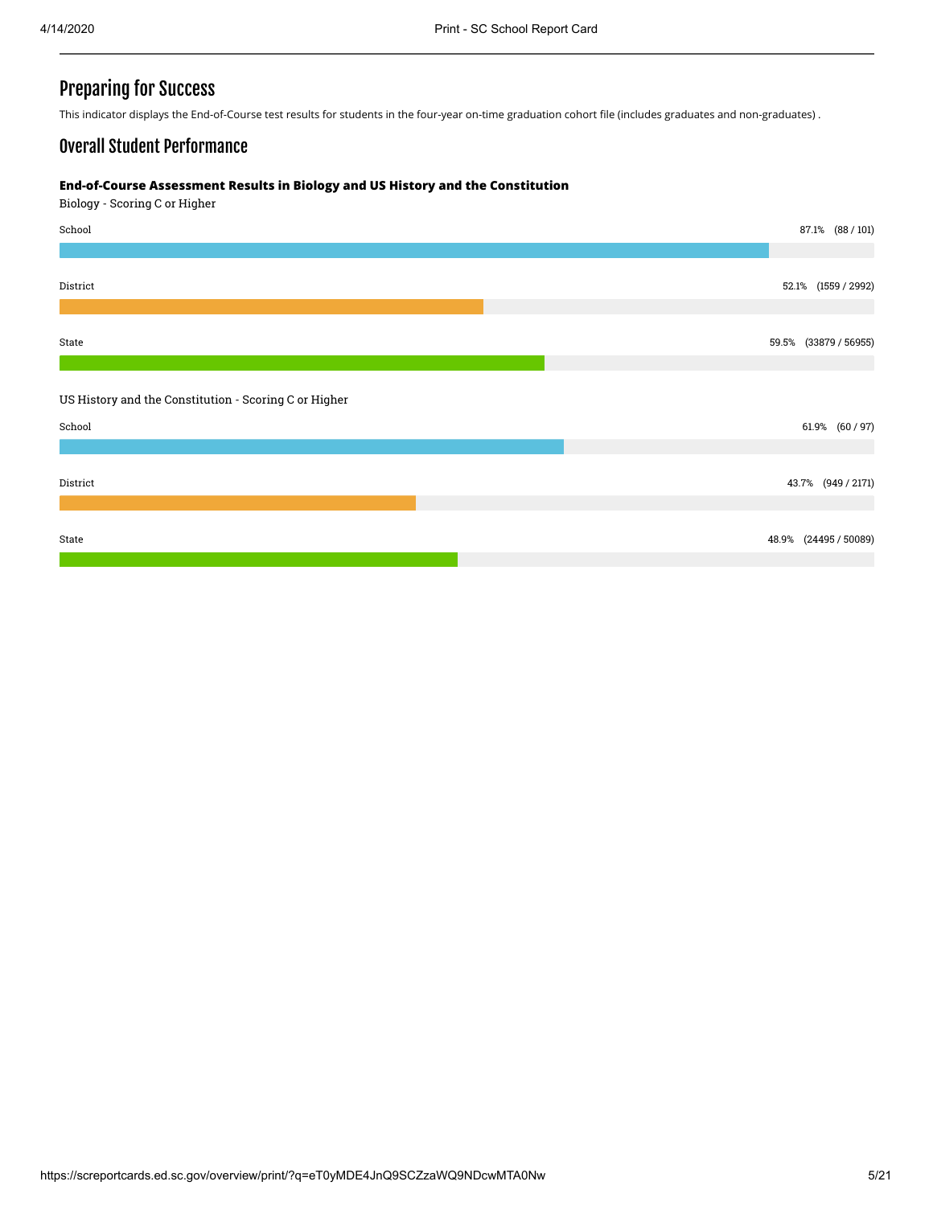## Preparing for Success

This indicator displays the End-of-Course test results for students in the four-year on-time graduation cohort file (includes graduates and non-graduates) .

## Overall Student Performance

**End-of-Course Assessment Results in Biology and US History and the Constitution**

Biology - Scoring C or Higher

| | Percent | Count |
|---|---|---|
| School | 87.1% | (88 / 101) |
| District | 52.1% | (1559 / 2992) |
| State | 59.5% | (33879 / 56955) |

US History and the Constitution - Scoring C or Higher

| | Percent | Count |
|---|---|---|
| School | 61.9% | (60 / 97) |
| District | 43.7% | (949 / 2171) |
| State | 48.9% | (24495 / 50089) |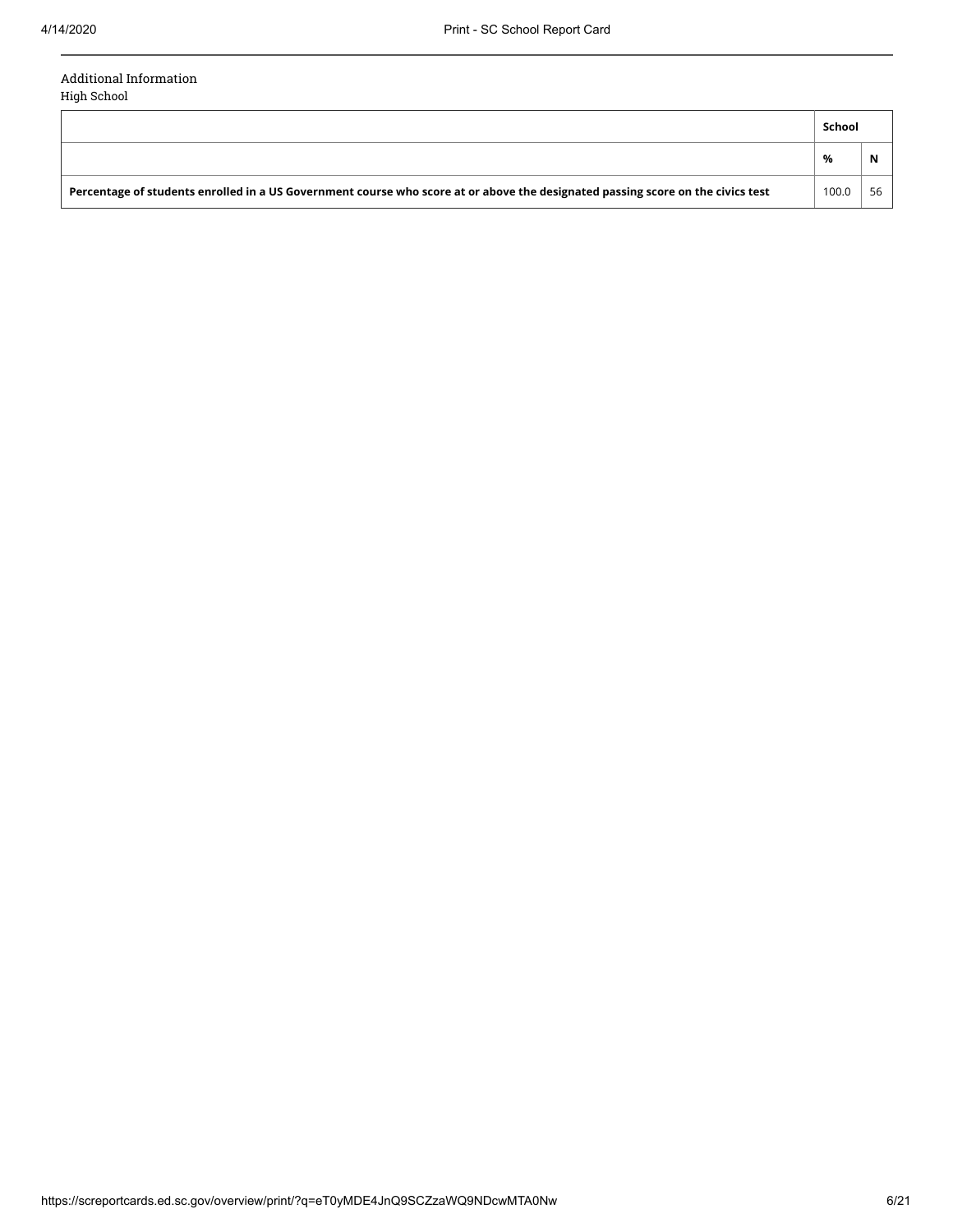Additional Information

High School

| | School | |
|---|---|---|
| | **%** | **N** |
| **Percentage of students enrolled in a US Government course who score at or above the designated passing score on the civics test** | 100.0 | 56 |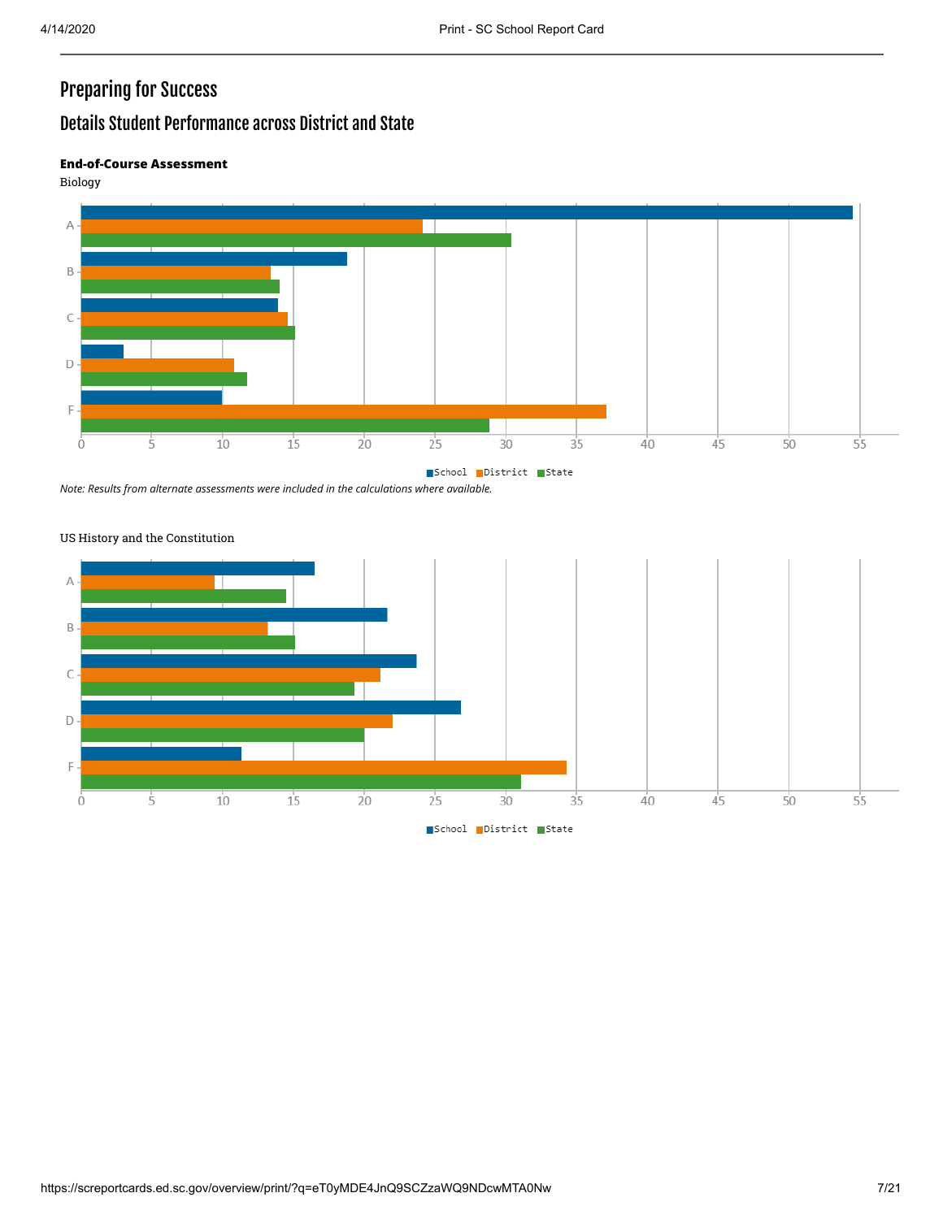# Preparing for Success

## Details Student Performance across District and State

**End-of-Course Assessment**

Biology

A
B
C
D
F

0 5 10 15 20 25 30 35 40 45 50 55

School District State

*Note: Results from alternate assessments were included in the calculations where available.*

US History and the Constitution

A
B
C
D
F

0 5 10 15 20 25 30 35 40 45 50 55

School District State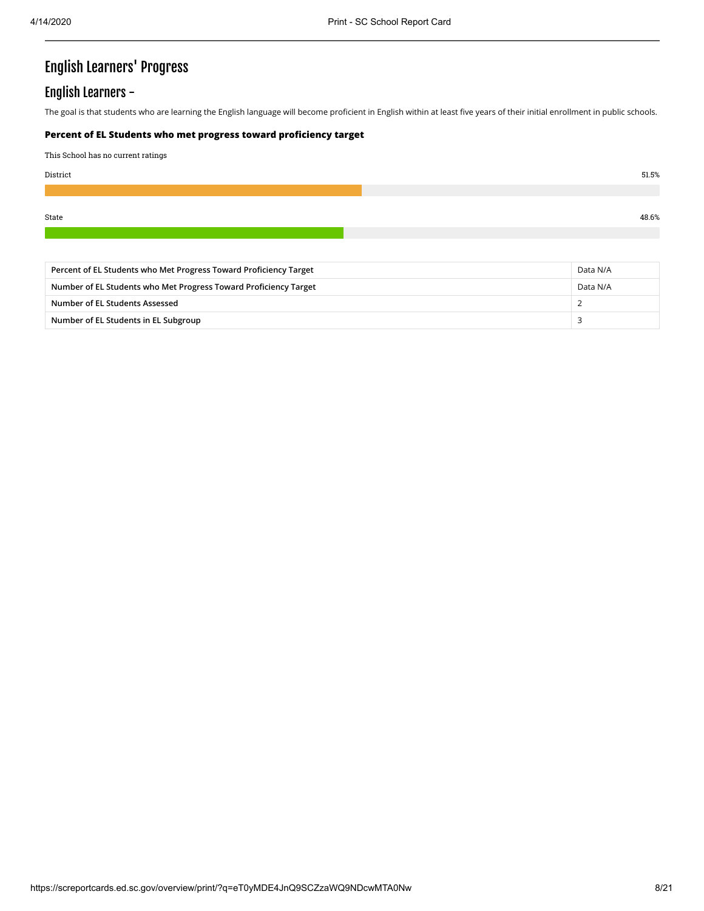# English Learners' Progress

## English Learners -

The goal is that students who are learning the English language will become proficient in English within at least five years of their initial enrollment in public schools.

**Percent of EL Students who met progress toward proficiency target**

This School has no current ratings

District 51.5%

State 48.6%

| Percent of EL Students who Met Progress Toward Proficiency Target | Data N/A |
|---|---|
| Number of EL Students who Met Progress Toward Proficiency Target | Data N/A |
| Number of EL Students Assessed | 2 |
| Number of EL Students in EL Subgroup | 3 |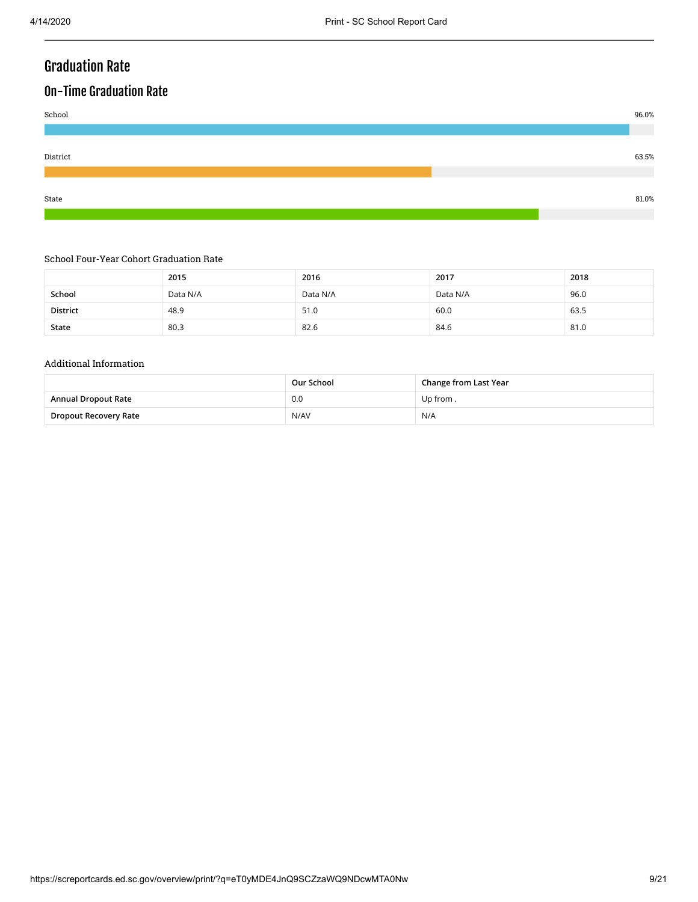# Graduation Rate

## On-Time Graduation Rate

School 96.0%

District 63.5%

State 81.0%

School Four-Year Cohort Graduation Rate

| | 2015 | 2016 | 2017 | 2018 |
|---|---|---|---|---|
| **School** | Data N/A | Data N/A | Data N/A | 96.0 |
| **District** | 48.9 | 51.0 | 60.0 | 63.5 |
| **State** | 80.3 | 82.6 | 84.6 | 81.0 |

Additional Information

| | Our School | Change from Last Year |
|---|---|---|
| **Annual Dropout Rate** | 0.0 | Up from . |
| **Dropout Recovery Rate** | N/AV | N/A |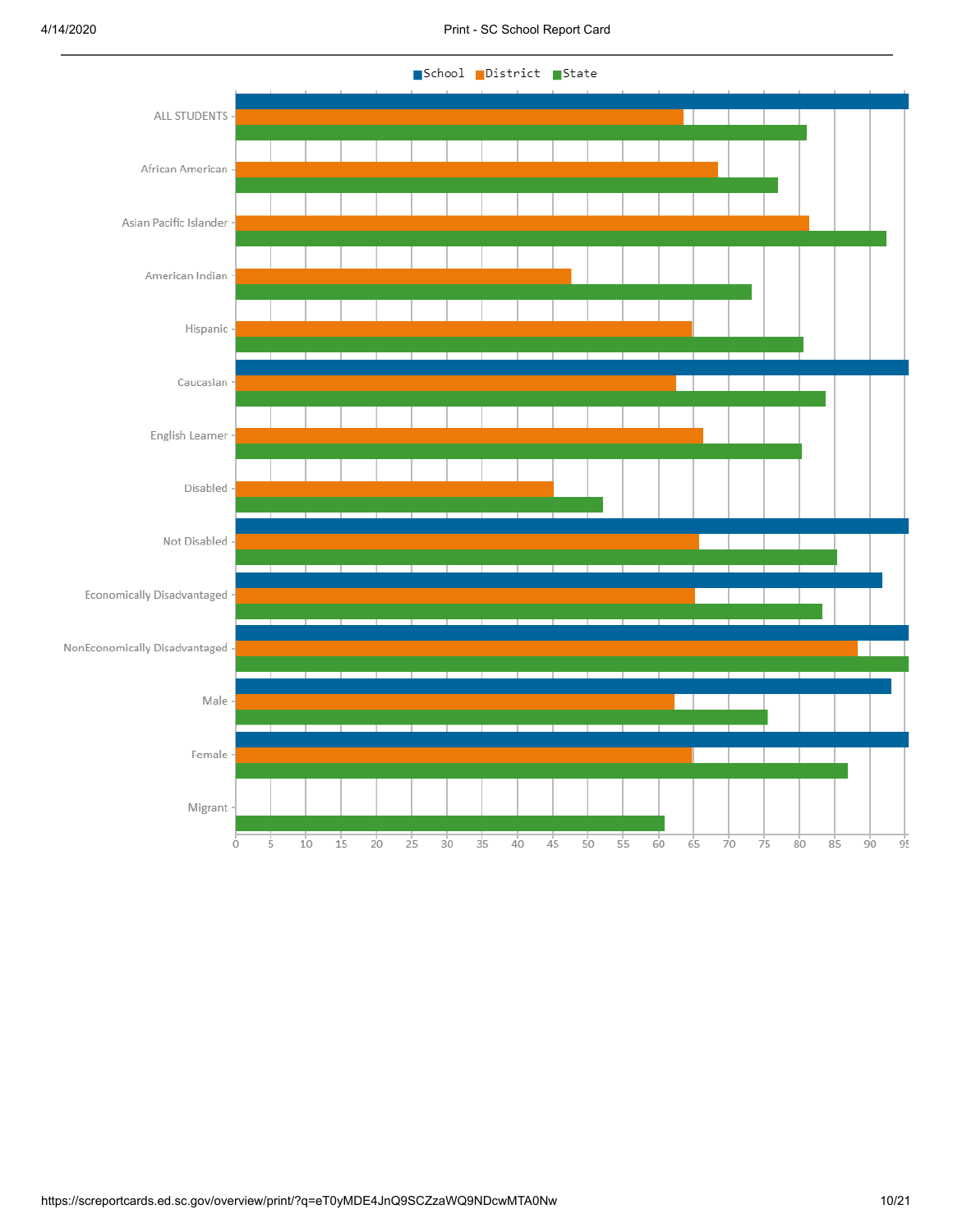■School ■District ■State

| Group | School | District | State |
|---|---|---|---|
| ALL STUDENTS | 95+ | 63.5 | 81 |
| African American | | 68.5 | 77 |
| Asian Pacific Islander | | 81.5 | 92.5 |
| American Indian | | 47.5 | 73.5 |
| Hispanic | | 65 | 80.5 |
| Caucasian | 95+ | 62.5 | 84 |
| English Learner | | 66.5 | 80.5 |
| Disabled | | 45 | 52 |
| Not Disabled | 95+ | 66 | 85.5 |
| Economically Disadvantaged | 92 | 65 | 83.5 |
| NonEconomically Disadvantaged | 95+ | 88.5 | 95+ |
| Male | 93 | 62.5 | 75.5 |
| Female | 95+ | 65 | 87 |
| Migrant | | | 61 |

0 5 10 15 20 25 30 35 40 45 50 55 60 65 70 75 80 85 90 95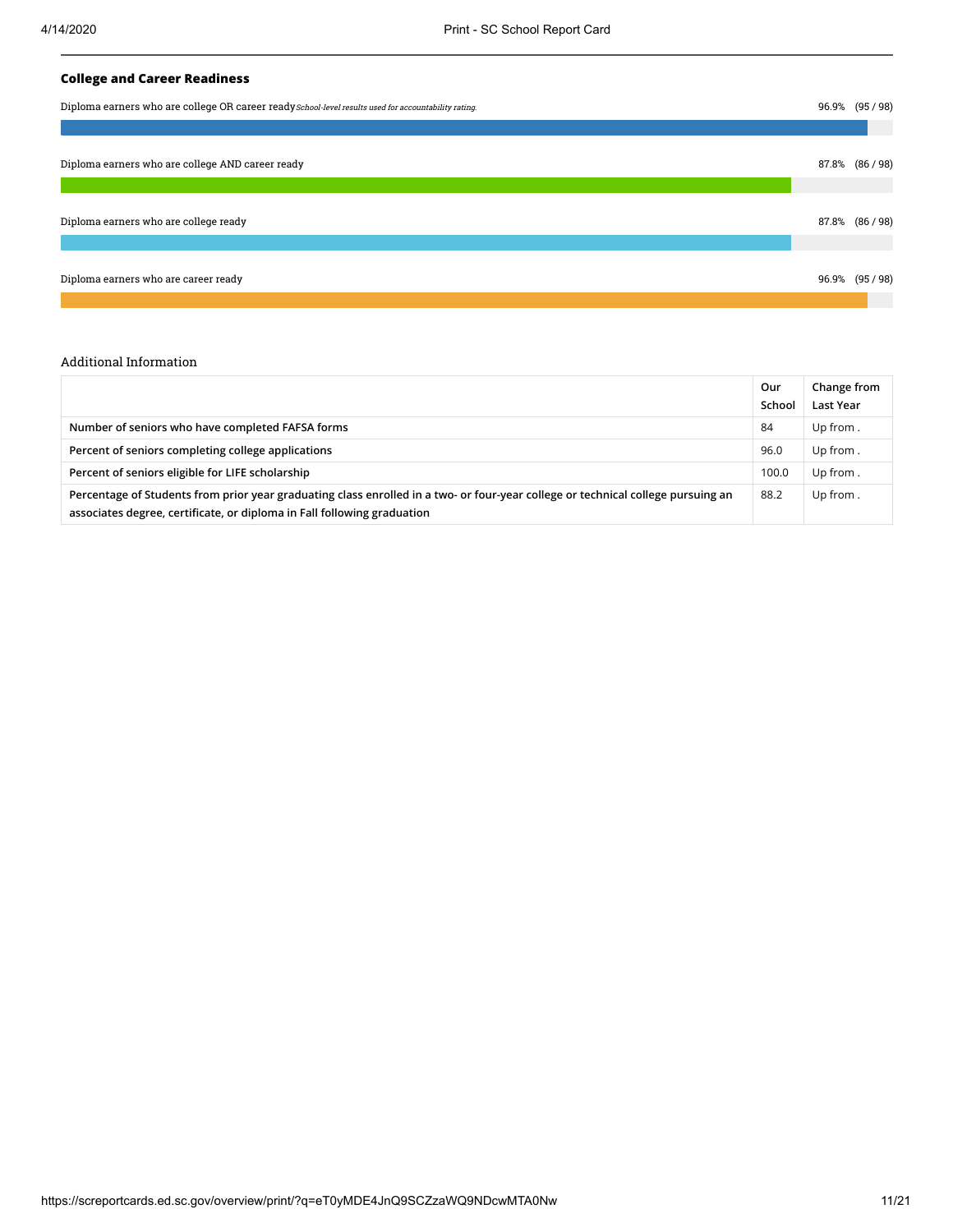### College and Career Readiness

Diploma earners who are college OR career ready *School-level results used for accountability rating.* 96.9% (95 / 98)

Diploma earners who are college AND career ready 87.8% (86 / 98)

Diploma earners who are college ready 87.8% (86 / 98)

Diploma earners who are career ready 96.9% (95 / 98)

Additional Information

| | Our School | Change from Last Year |
|---|---|---|
| Number of seniors who have completed FAFSA forms | 84 | Up from . |
| Percent of seniors completing college applications | 96.0 | Up from . |
| Percent of seniors eligible for LIFE scholarship | 100.0 | Up from . |
| Percentage of Students from prior year graduating class enrolled in a two- or four-year college or technical college pursuing an associates degree, certificate, or diploma in Fall following graduation | 88.2 | Up from . |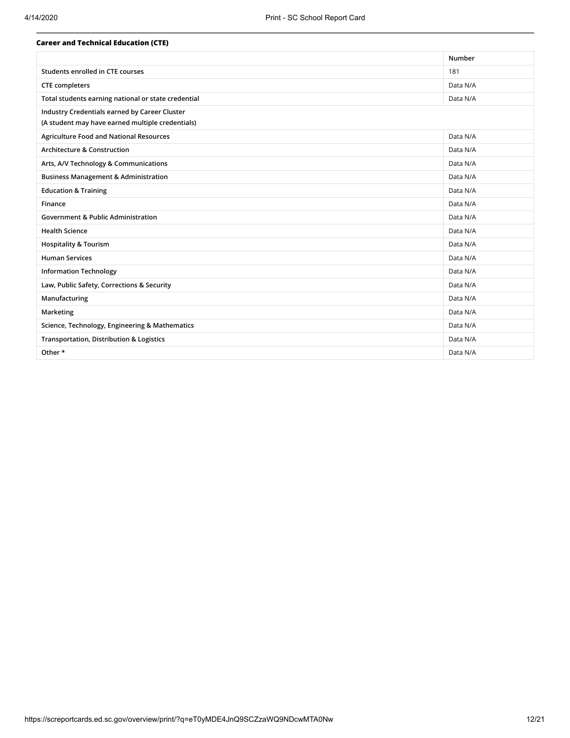**Career and Technical Education (CTE)**

| | Number |
|---|---|
| Students enrolled in CTE courses | 181 |
| CTE completers | Data N/A |
| Total students earning national or state credential | Data N/A |
| Industry Credentials earned by Career Cluster (A student may have earned multiple credentials) | |
| Agriculture Food and National Resources | Data N/A |
| Architecture & Construction | Data N/A |
| Arts, A/V Technology & Communications | Data N/A |
| Business Management & Administration | Data N/A |
| Education & Training | Data N/A |
| Finance | Data N/A |
| Government & Public Administration | Data N/A |
| Health Science | Data N/A |
| Hospitality & Tourism | Data N/A |
| Human Services | Data N/A |
| Information Technology | Data N/A |
| Law, Public Safety, Corrections & Security | Data N/A |
| Manufacturing | Data N/A |
| Marketing | Data N/A |
| Science, Technology, Engineering & Mathematics | Data N/A |
| Transportation, Distribution & Logistics | Data N/A |
| Other * | Data N/A |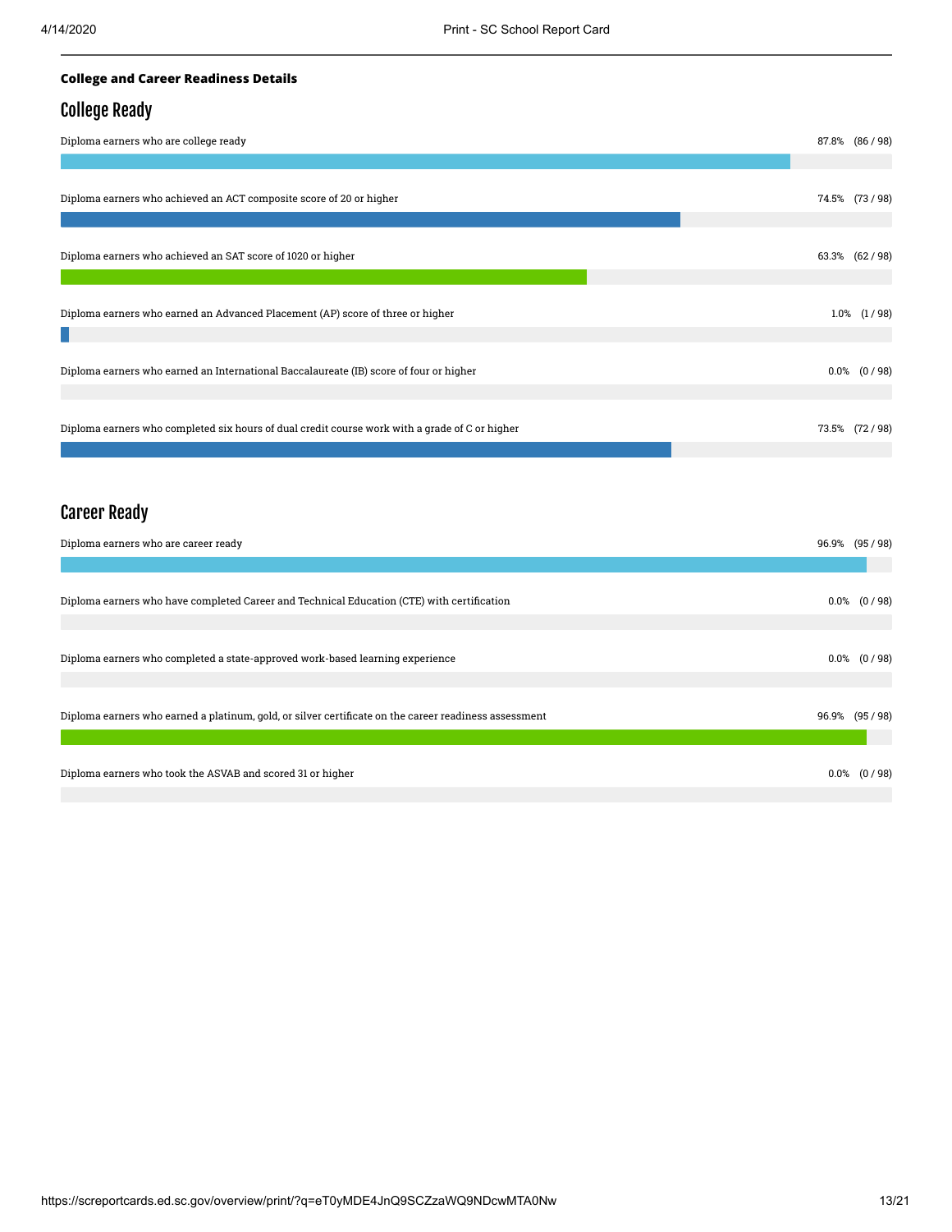**College and Career Readiness Details**

## College Ready

| Measure | Percent | Count |
|---|---|---|
| Diploma earners who are college ready | 87.8% | (86 / 98) |
| Diploma earners who achieved an ACT composite score of 20 or higher | 74.5% | (73 / 98) |
| Diploma earners who achieved an SAT score of 1020 or higher | 63.3% | (62 / 98) |
| Diploma earners who earned an Advanced Placement (AP) score of three or higher | 1.0% | (1 / 98) |
| Diploma earners who earned an International Baccalaureate (IB) score of four or higher | 0.0% | (0 / 98) |
| Diploma earners who completed six hours of dual credit course work with a grade of C or higher | 73.5% | (72 / 98) |

## Career Ready

| Measure | Percent | Count |
|---|---|---|
| Diploma earners who are career ready | 96.9% | (95 / 98) |
| Diploma earners who have completed Career and Technical Education (CTE) with certification | 0.0% | (0 / 98) |
| Diploma earners who completed a state-approved work-based learning experience | 0.0% | (0 / 98) |
| Diploma earners who earned a platinum, gold, or silver certificate on the career readiness assessment | 96.9% | (95 / 98) |
| Diploma earners who took the ASVAB and scored 31 or higher | 0.0% | (0 / 98) |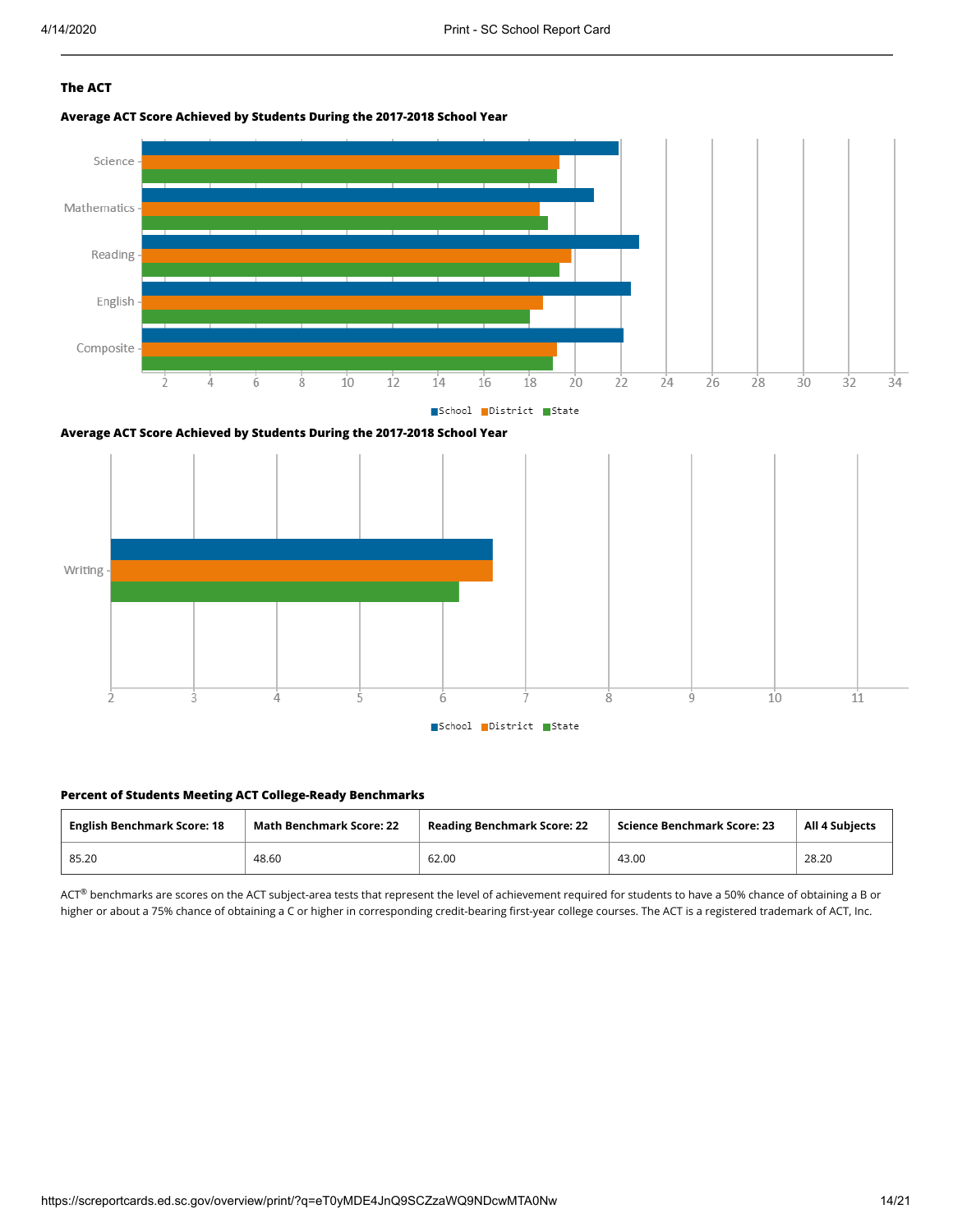### The ACT

**Average ACT Score Achieved by Students During the 2017-2018 School Year**

**Average ACT Score Achieved by Students During the 2017-2018 School Year**

**Percent of Students Meeting ACT College-Ready Benchmarks**

| English Benchmark Score: 18 | Math Benchmark Score: 22 | Reading Benchmark Score: 22 | Science Benchmark Score: 23 | All 4 Subjects |
|---|---|---|---|---|
| 85.20 | 48.60 | 62.00 | 43.00 | 28.20 |

ACT® benchmarks are scores on the ACT subject-area tests that represent the level of achievement required for students to have a 50% chance of obtaining a B or higher or about a 75% chance of obtaining a C or higher in corresponding credit-bearing first-year college courses. The ACT is a registered trademark of ACT, Inc.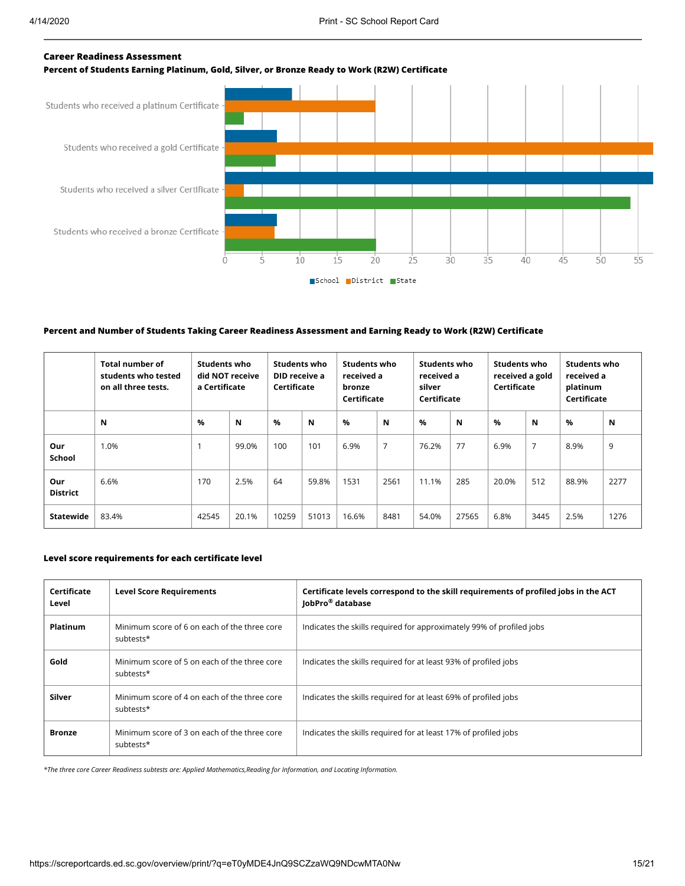## Career Readiness Assessment

**Percent of Students Earning Platinum, Gold, Silver, or Bronze Ready to Work (R2W) Certificate**

**Percent and Number of Students Taking Career Readiness Assessment and Earning Ready to Work (R2W) Certificate**

| | Total number of students who tested on all three tests. | Students who did NOT receive a Certificate | | Students who DID receive a Certificate | | Students who received a bronze Certificate | | Students who received a silver Certificate | | Students who received a gold Certificate | | Students who received a platinum Certificate | |
|---|---|---|---|---|---|---|---|---|---|---|---|---|---|
| | N | % | N | % | N | % | N | % | N | % | N | % | N |
| Our School | 1.0% | 1 | 99.0% | 100 | 101 | 6.9% | 7 | 76.2% | 77 | 6.9% | 7 | 8.9% | 9 |
| Our District | 6.6% | 170 | 2.5% | 64 | 59.8% | 1531 | 2561 | 11.1% | 285 | 20.0% | 512 | 88.9% | 2277 |
| Statewide | 83.4% | 42545 | 20.1% | 10259 | 51013 | 16.6% | 8481 | 54.0% | 27565 | 6.8% | 3445 | 2.5% | 1276 |

**Level score requirements for each certificate level**

| Certificate Level | Level Score Requirements | Certificate levels correspond to the skill requirements of profiled jobs in the ACT JobPro® database |
|---|---|---|
| Platinum | Minimum score of 6 on each of the three core subtests* | Indicates the skills required for approximately 99% of profiled jobs |
| Gold | Minimum score of 5 on each of the three core subtests* | Indicates the skills required for at least 93% of profiled jobs |
| Silver | Minimum score of 4 on each of the three core subtests* | Indicates the skills required for at least 69% of profiled jobs |
| Bronze | Minimum score of 3 on each of the three core subtests* | Indicates the skills required for at least 17% of profiled jobs |

*\*The three core Career Readiness subtests are: Applied Mathematics,Reading for Information, and Locating Information.*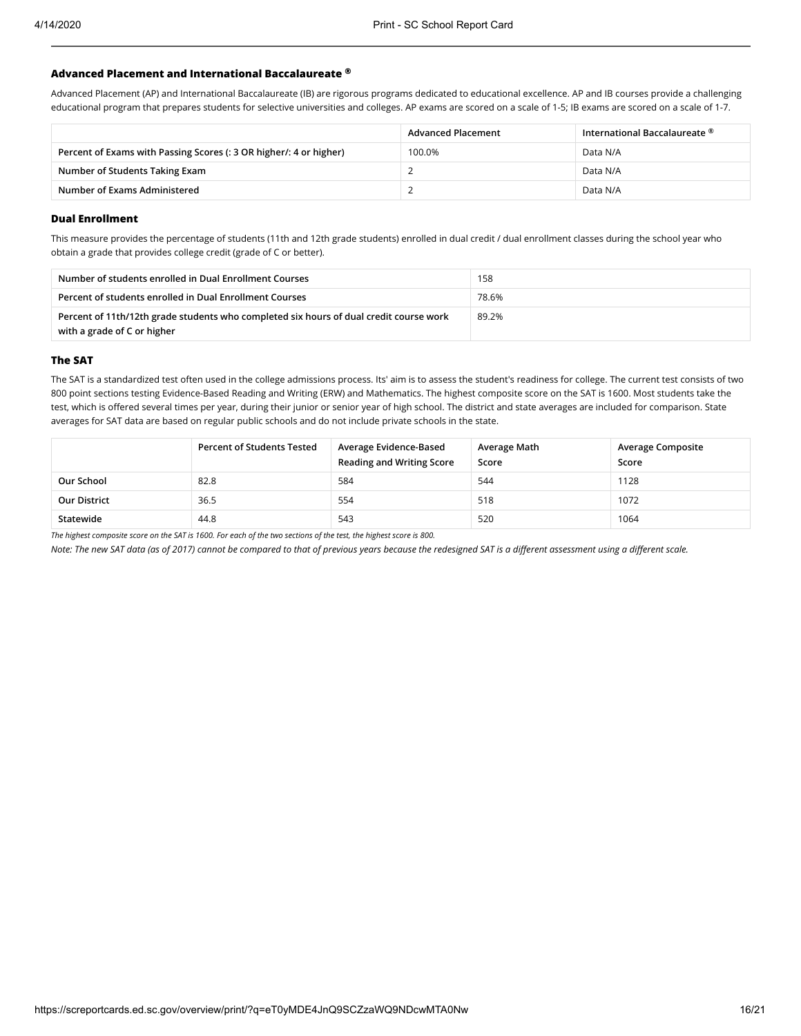### Advanced Placement and International Baccalaureate ®

Advanced Placement (AP) and International Baccalaureate (IB) are rigorous programs dedicated to educational excellence. AP and IB courses provide a challenging educational program that prepares students for selective universities and colleges. AP exams are scored on a scale of 1-5; IB exams are scored on a scale of 1-7.

| | Advanced Placement | International Baccalaureate ® |
|---|---|---|
| Percent of Exams with Passing Scores (: 3 OR higher/: 4 or higher) | 100.0% | Data N/A |
| Number of Students Taking Exam | 2 | Data N/A |
| Number of Exams Administered | 2 | Data N/A |

### Dual Enrollment

This measure provides the percentage of students (11th and 12th grade students) enrolled in dual credit / dual enrollment classes during the school year who obtain a grade that provides college credit (grade of C or better).

| | |
|---|---|
| Number of students enrolled in Dual Enrollment Courses | 158 |
| Percent of students enrolled in Dual Enrollment Courses | 78.6% |
| Percent of 11th/12th grade students who completed six hours of dual credit course work with a grade of C or higher | 89.2% |

### The SAT

The SAT is a standardized test often used in the college admissions process. Its' aim is to assess the student's readiness for college. The current test consists of two 800 point sections testing Evidence-Based Reading and Writing (ERW) and Mathematics. The highest composite score on the SAT is 1600. Most students take the test, which is offered several times per year, during their junior or senior year of high school. The district and state averages are included for comparison. State averages for SAT data are based on regular public schools and do not include private schools in the state.

| | Percent of Students Tested | Average Evidence-Based Reading and Writing Score | Average Math Score | Average Composite Score |
|---|---|---|---|---|
| Our School | 82.8 | 584 | 544 | 1128 |
| Our District | 36.5 | 554 | 518 | 1072 |
| Statewide | 44.8 | 543 | 520 | 1064 |

*The highest composite score on the SAT is 1600. For each of the two sections of the test, the highest score is 800.*

*Note: The new SAT data (as of 2017) cannot be compared to that of previous years because the redesigned SAT is a different assessment using a different scale.*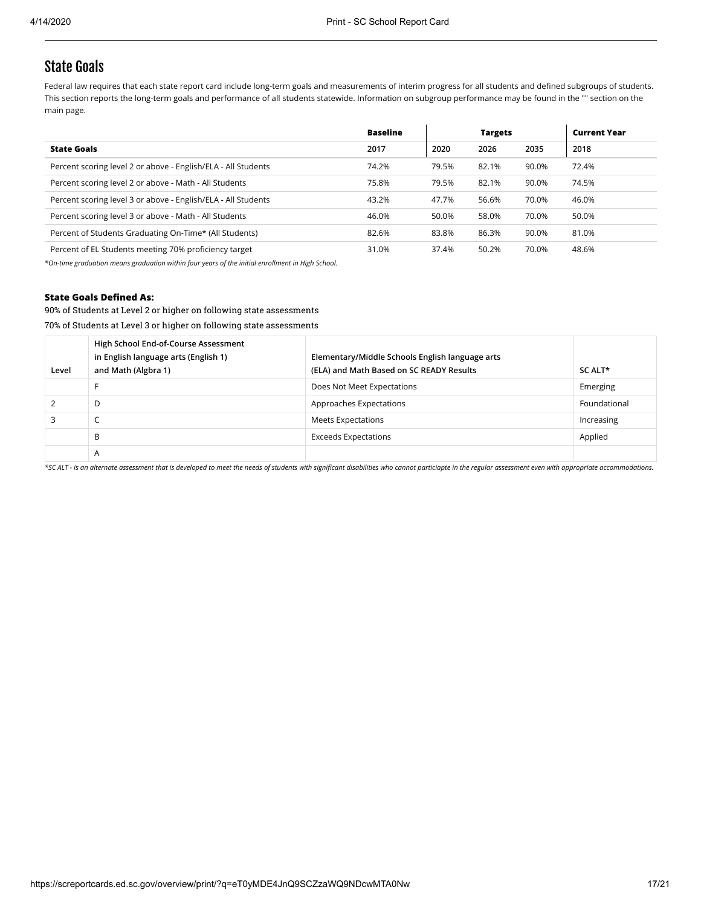## State Goals

Federal law requires that each state report card include long-term goals and measurements of interim progress for all students and defined subgroups of students. This section reports the long-term goals and performance of all students statewide. Information on subgroup performance may be found in the "" section on the main page.

| | Baseline | Targets | | | Current Year |
|---|---|---|---|---|---|
| **State Goals** | 2017 | 2020 | 2026 | 2035 | 2018 |
| Percent scoring level 2 or above - English/ELA - All Students | 74.2% | 79.5% | 82.1% | 90.0% | 72.4% |
| Percent scoring level 2 or above - Math - All Students | 75.8% | 79.5% | 82.1% | 90.0% | 74.5% |
| Percent scoring level 3 or above - English/ELA - All Students | 43.2% | 47.7% | 56.6% | 70.0% | 46.0% |
| Percent scoring level 3 or above - Math - All Students | 46.0% | 50.0% | 58.0% | 70.0% | 50.0% |
| Percent of Students Graduating On-Time* (All Students) | 82.6% | 83.8% | 86.3% | 90.0% | 81.0% |
| Percent of EL Students meeting 70% proficiency target | 31.0% | 37.4% | 50.2% | 70.0% | 48.6% |

*\*On-time graduation means graduation within four years of the initial enrollment in High School.*

**State Goals Defined As:**

90% of Students at Level 2 or higher on following state assessments

70% of Students at Level 3 or higher on following state assessments

| Level | High School End-of-Course Assessment in English language arts (English 1) and Math (Algbra 1) | Elementary/Middle Schools English language arts (ELA) and Math Based on SC READY Results | SC ALT* |
|---|---|---|---|
| | F | Does Not Meet Expectations | Emerging |
| 2 | D | Approaches Expectations | Foundational |
| 3 | C | Meets Expectations | Increasing |
| | B | Exceeds Expectations | Applied |
| | A | | |

*\*SC ALT - is an alternate assessment that is developed to meet the needs of students with significant disabilities who cannot particiapte in the regular assessment even with appropriate accommodations.*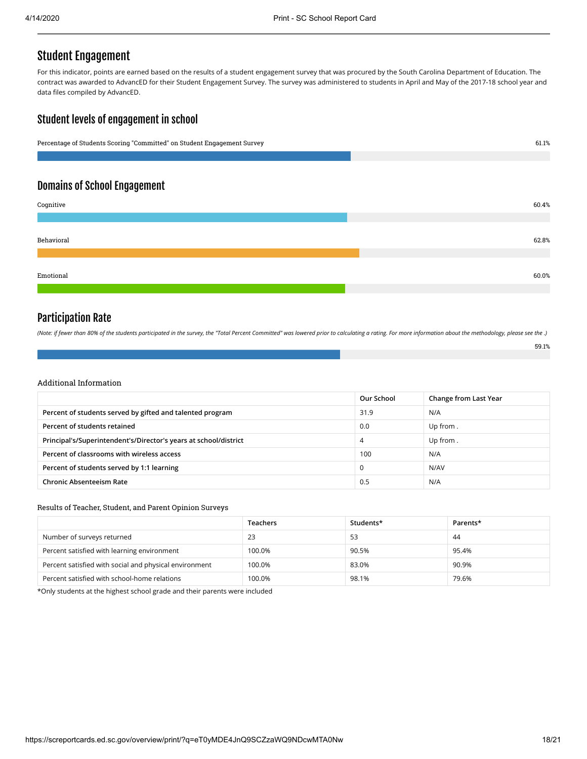## Student Engagement

For this indicator, points are earned based on the results of a student engagement survey that was procured by the South Carolina Department of Education. The contract was awarded to AdvancED for their Student Engagement Survey. The survey was administered to students in April and May of the 2017-18 school year and data files compiled by AdvancED.

## Student levels of engagement in school

Percentage of Students Scoring "Committed" on Student Engagement Survey: 61.1%

## Domains of School Engagement

Cognitive: 60.4%

Behavioral: 62.8%

Emotional: 60.0%

## Participation Rate

*(Note: if fewer than 80% of the students participated in the survey, the "Total Percent Committed" was lowered prior to calculating a rating. For more information about the methodology, please see the .)*

59.1%

### Additional Information

| | Our School | Change from Last Year |
|---|---|---|
| **Percent of students served by gifted and talented program** | 31.9 | N/A |
| **Percent of students retained** | 0.0 | Up from . |
| **Principal's/Superintendent's/Director's years at school/district** | 4 | Up from . |
| **Percent of classrooms with wireless access** | 100 | N/A |
| **Percent of students served by 1:1 learning** | 0 | N/AV |
| **Chronic Absenteeism Rate** | 0.5 | N/A |

### Results of Teacher, Student, and Parent Opinion Surveys

| | Teachers | Students* | Parents* |
|---|---|---|---|
| Number of surveys returned | 23 | 53 | 44 |
| Percent satisfied with learning environment | 100.0% | 90.5% | 95.4% |
| Percent satisfied with social and physical environment | 100.0% | 83.0% | 90.9% |
| Percent satisfied with school-home relations | 100.0% | 98.1% | 79.6% |

*Only students at the highest school grade and their parents were included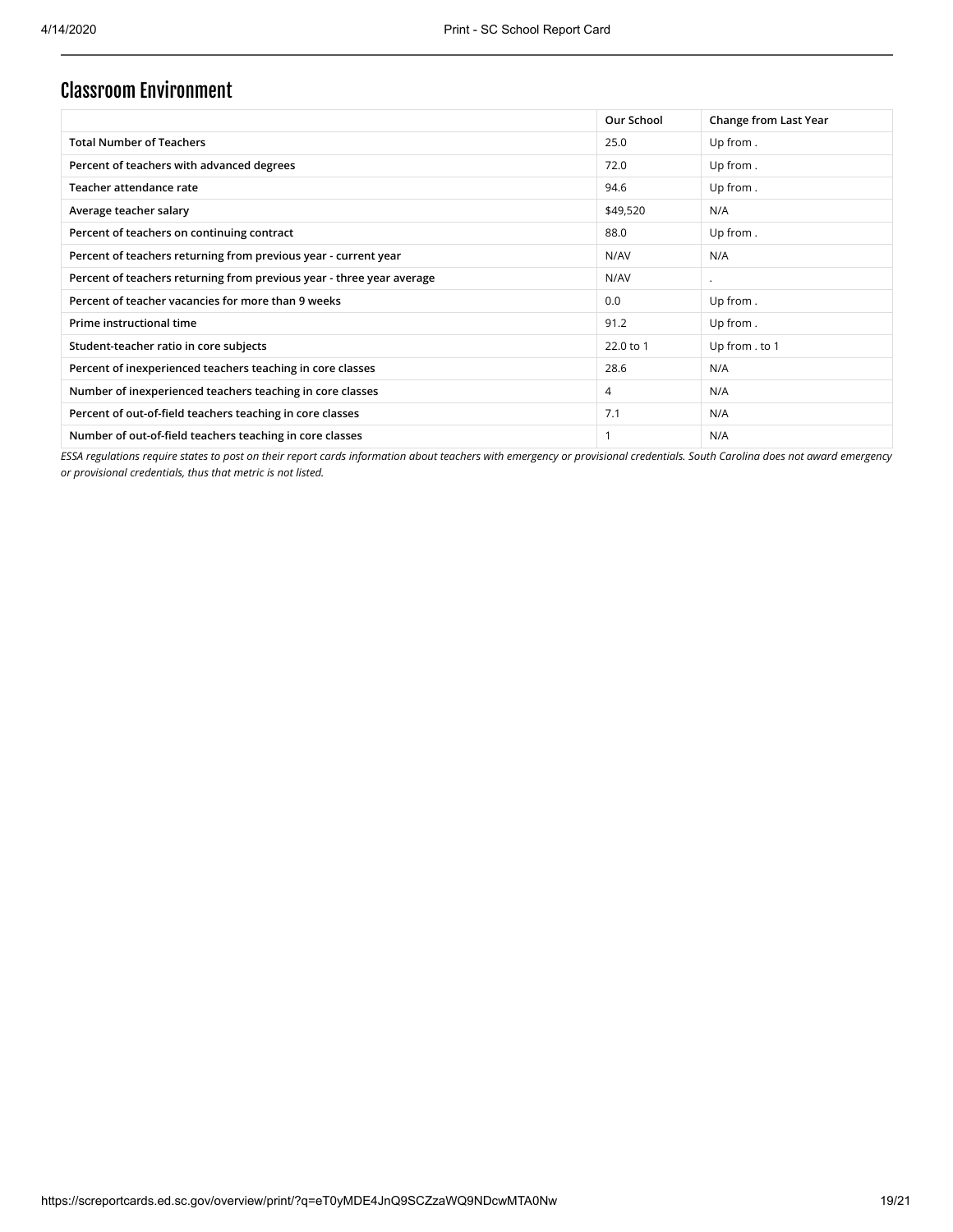## Classroom Environment

| | Our School | Change from Last Year |
|---|---|---|
| Total Number of Teachers | 25.0 | Up from . |
| Percent of teachers with advanced degrees | 72.0 | Up from . |
| Teacher attendance rate | 94.6 | Up from . |
| Average teacher salary | $49,520 | N/A |
| Percent of teachers on continuing contract | 88.0 | Up from . |
| Percent of teachers returning from previous year - current year | N/AV | N/A |
| Percent of teachers returning from previous year - three year average | N/AV | . |
| Percent of teacher vacancies for more than 9 weeks | 0.0 | Up from . |
| Prime instructional time | 91.2 | Up from . |
| Student-teacher ratio in core subjects | 22.0 to 1 | Up from . to 1 |
| Percent of inexperienced teachers teaching in core classes | 28.6 | N/A |
| Number of inexperienced teachers teaching in core classes | 4 | N/A |
| Percent of out-of-field teachers teaching in core classes | 7.1 | N/A |
| Number of out-of-field teachers teaching in core classes | 1 | N/A |

*ESSA regulations require states to post on their report cards information about teachers with emergency or provisional credentials. South Carolina does not award emergency or provisional credentials, thus that metric is not listed.*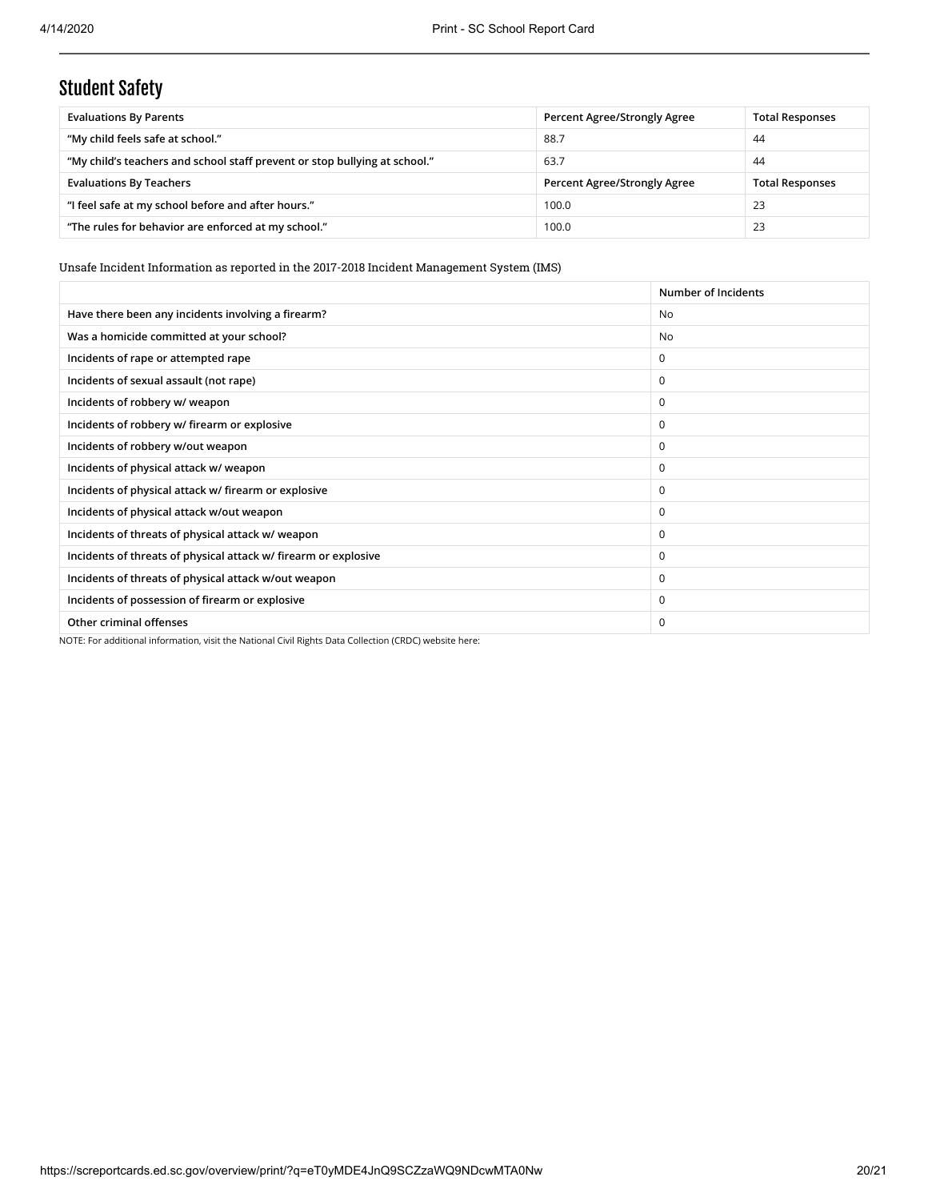## Student Safety

| Evaluations By Parents | Percent Agree/Strongly Agree | Total Responses |
|---|---|---|
| “My child feels safe at school.” | 88.7 | 44 |
| “My child’s teachers and school staff prevent or stop bullying at school.” | 63.7 | 44 |
| **Evaluations By Teachers** | **Percent Agree/Strongly Agree** | **Total Responses** |
| “I feel safe at my school before and after hours.” | 100.0 | 23 |
| “The rules for behavior are enforced at my school.” | 100.0 | 23 |

Unsafe Incident Information as reported in the 2017-2018 Incident Management System (IMS)

| | Number of Incidents |
|---|---|
| Have there been any incidents involving a firearm? | No |
| Was a homicide committed at your school? | No |
| Incidents of rape or attempted rape | 0 |
| Incidents of sexual assault (not rape) | 0 |
| Incidents of robbery w/ weapon | 0 |
| Incidents of robbery w/ firearm or explosive | 0 |
| Incidents of robbery w/out weapon | 0 |
| Incidents of physical attack w/ weapon | 0 |
| Incidents of physical attack w/ firearm or explosive | 0 |
| Incidents of physical attack w/out weapon | 0 |
| Incidents of threats of physical attack w/ weapon | 0 |
| Incidents of threats of physical attack w/ firearm or explosive | 0 |
| Incidents of threats of physical attack w/out weapon | 0 |
| Incidents of possession of firearm or explosive | 0 |
| Other criminal offenses | 0 |

NOTE: For additional information, visit the National Civil Rights Data Collection (CRDC) website here: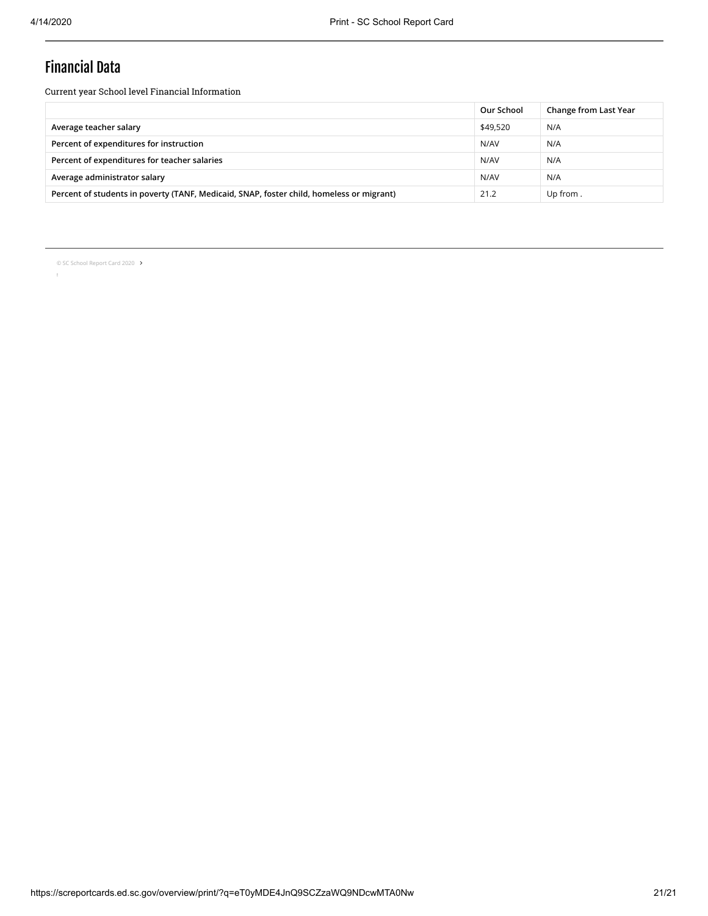## Financial Data

Current year School level Financial Information

| | Our School | Change from Last Year |
|---|---|---|
| **Average teacher salary** | $49,520 | N/A |
| **Percent of expenditures for instruction** | N/AV | N/A |
| **Percent of expenditures for teacher salaries** | N/AV | N/A |
| **Average administrator salary** | N/AV | N/A |
| **Percent of students in poverty (TANF, Medicaid, SNAP, foster child, homeless or migrant)** | 21.2 | Up from . |

© SC School Report Card 2020